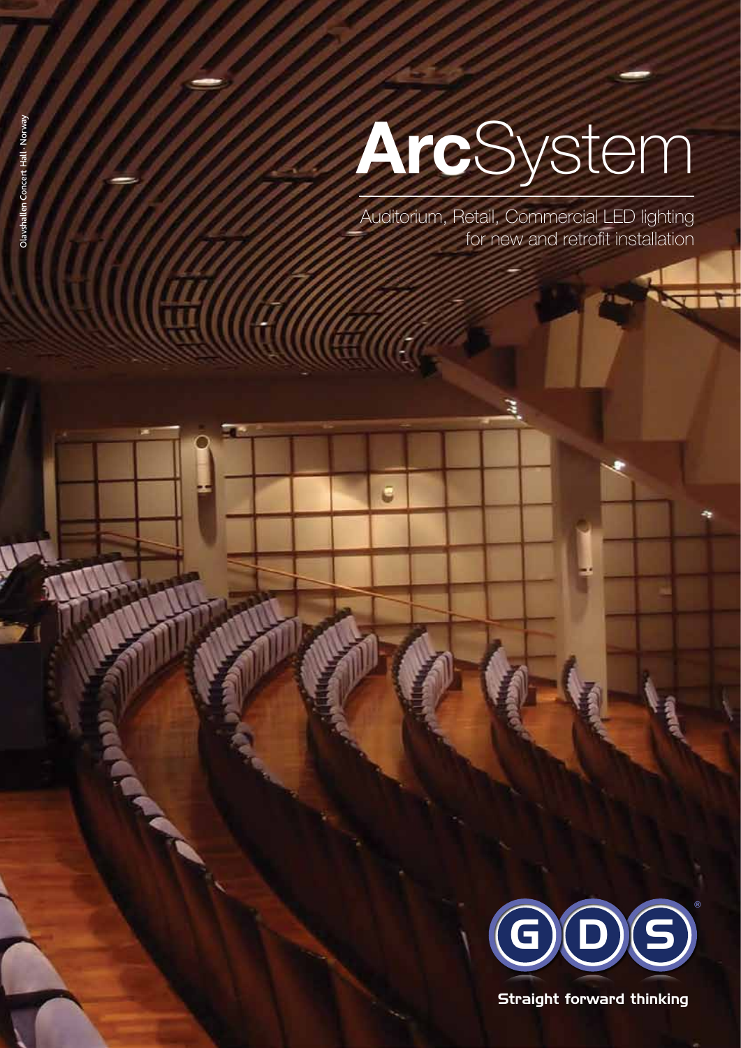Olavshallen Concert Hall - Norway

# ArcSystem

Auditorium, Retail, Commercial LED lighting for new and retrofit installation

GDS®

Straight forward thinking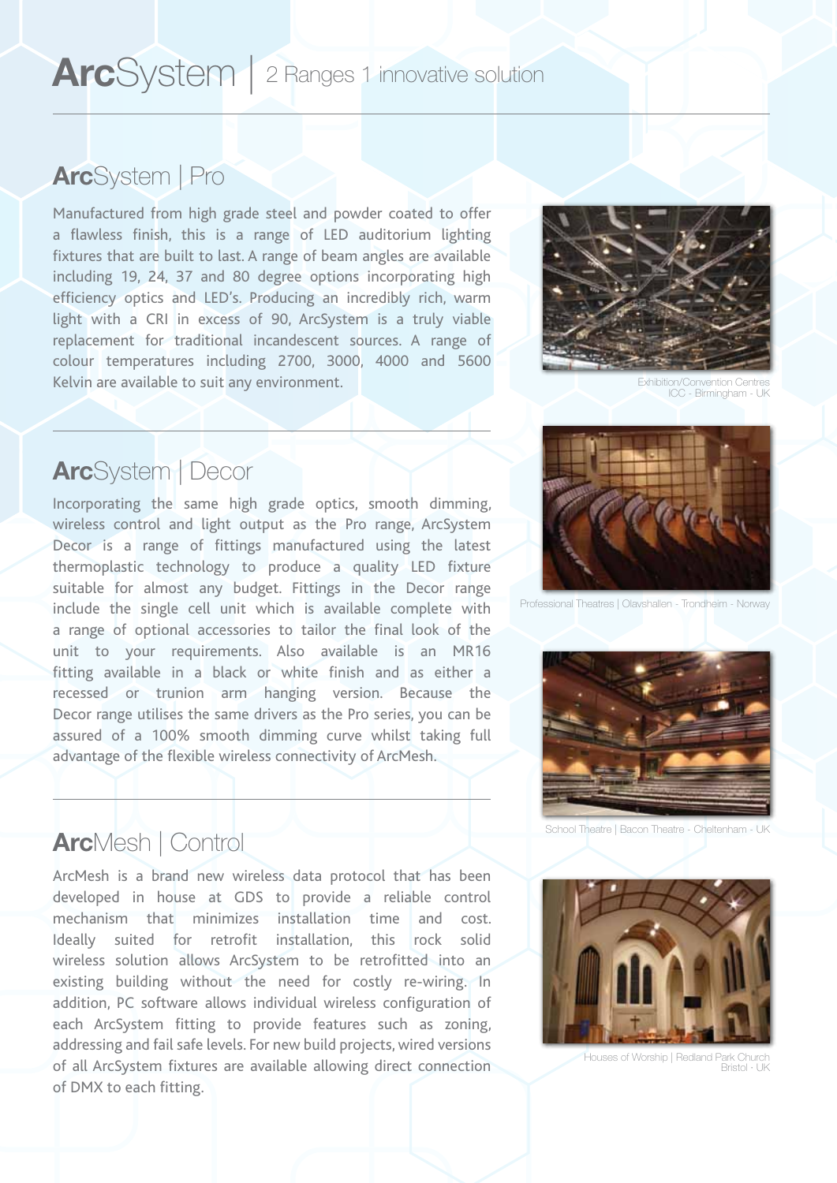# ArcSystem | 2 Ranges 1 innovative solution

## ArcSystem | Pro

Manufactured from high grade steel and powder coated to offer a flawless finish, this is a range of LED auditorium lighting fixtures that are built to last. A range of beam angles are available including 19, 24, 37 and 80 degree options incorporating high efficiency optics and LED's. Producing an incredibly rich, warm light with a CRI in excess of 90, ArcSystem is a truly viable replacement for traditional incandescent sources. A range of colour temperatures including 2700, 3000, 4000 and 5600 Kelvin are available to suit any environment.

Exhibition/Convention Centres
ICC - Birmingham - UK

## ArcSystem | Decor

Incorporating the same high grade optics, smooth dimming, wireless control and light output as the Pro range, ArcSystem Decor is a range of fittings manufactured using the latest thermoplastic technology to produce a quality LED fixture suitable for almost any budget. Fittings in the Decor range include the single cell unit which is available complete with a range of optional accessories to tailor the final look of the unit to your requirements. Also available is an MR16 fitting available in a black or white finish and as either a recessed or trunion arm hanging version. Because the Decor range utilises the same drivers as the Pro series, you can be assured of a 100% smooth dimming curve whilst taking full advantage of the flexible wireless connectivity of ArcMesh.

Professional Theatres | Olavshallen - Trondheim - Norway

School Theatre | Bacon Theatre - Cheltenham - UK

## ArcMesh | Control

ArcMesh is a brand new wireless data protocol that has been developed in house at GDS to provide a reliable control mechanism that minimizes installation time and cost. Ideally suited for retrofit installation, this rock solid wireless solution allows ArcSystem to be retrofitted into an existing building without the need for costly re-wiring. In addition, PC software allows individual wireless configuration of each ArcSystem fitting to provide features such as zoning, addressing and fail safe levels. For new build projects, wired versions of all ArcSystem fixtures are available allowing direct connection of DMX to each fitting.

Houses of Worship | Redland Park Church
Bristol - UK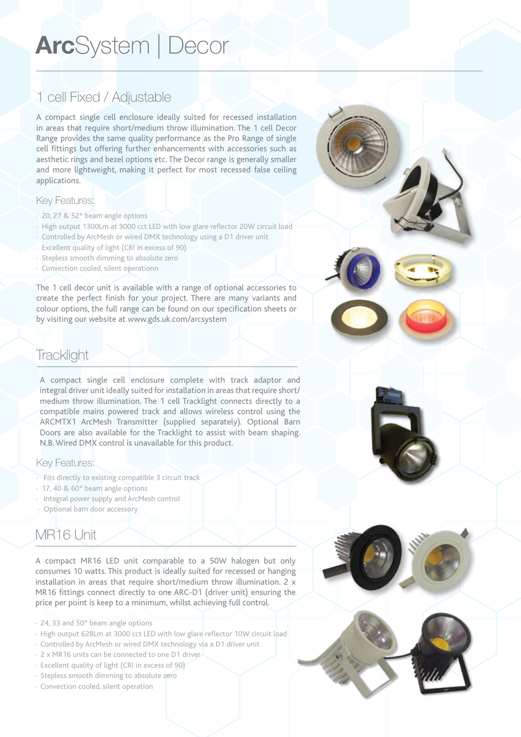# ArcSystem | Decor

## 1 cell Fixed / Adjustable

A compact single cell enclosure ideally suited for recessed installation in areas that require short/medium throw illumination. The 1 cell Decor Range provides the same quality performance as the Pro Range of single cell fittings but offering further enhancements with accessories such as aesthetic rings and bezel options etc. The Decor range is generally smaller and more lightweight, making it perfect for most recessed false ceiling applications.

### Key Features:

- 20, 27 & 52° beam angle options
- High output 1300Lm at 3000 cct LED with low glare reflector 20W circuit load
- Controlled by ArcMesh or wired DMX technology using a D1 driver unit
- Excellent quality of light (CRI in excess of 90)
- Stepless smooth dimming to absolute zero
- Convection cooled, silent operationn

The 1 cell decor unit is available with a range of optional accessories to create the perfect finish for your project. There are many variants and colour options, the full range can be found on our specification sheets or by visiting our website at www.gds.uk.com/arcsystem

## Tracklight

A compact single cell enclosure complete with track adaptor and integral driver unit ideally suited for installation in areas that require short/medium throw illumination. The 1 cell Tracklight connects directly to a compatible mains powered track and allows wireless control using the ARCMTX1 ArcMesh Transmitter (supplied separately). Optional Barn Doors are also available for the Tracklight to assist with beam shaping. N.B. Wired DMX control is unavailable for this product.

### Key Features:

- Fits directly to existing compatible 3 circuit track
- 17, 40 & 60° beam angle options
- Integral power supply and ArcMesh control
- Optional barn door accessory

## MR16 Unit

A compact MR16 LED unit comparable to a 50W halogen but only consumes 10 watts. This product is ideally suited for recessed or hanging installation in areas that require short/medium throw illumination. 2 x MR16 fittings connect directly to one ARC-D1 (driver unit) ensuring the price per point is keep to a minimum, whilst achieving full control.

- 24, 33 and 50° beam angle options
- High output 628Lm at 3000 cct LED with low glare reflector 10W circuit load
- Controlled by ArcMesh or wired DMX technology via a D1 driver unit
- 2 x MR16 units can be connected to one D1 driver
- Excellent quality of light (CRI in excess of 90)
- Stepless smooth dimming to absolute zero
- Convection cooled, silent operation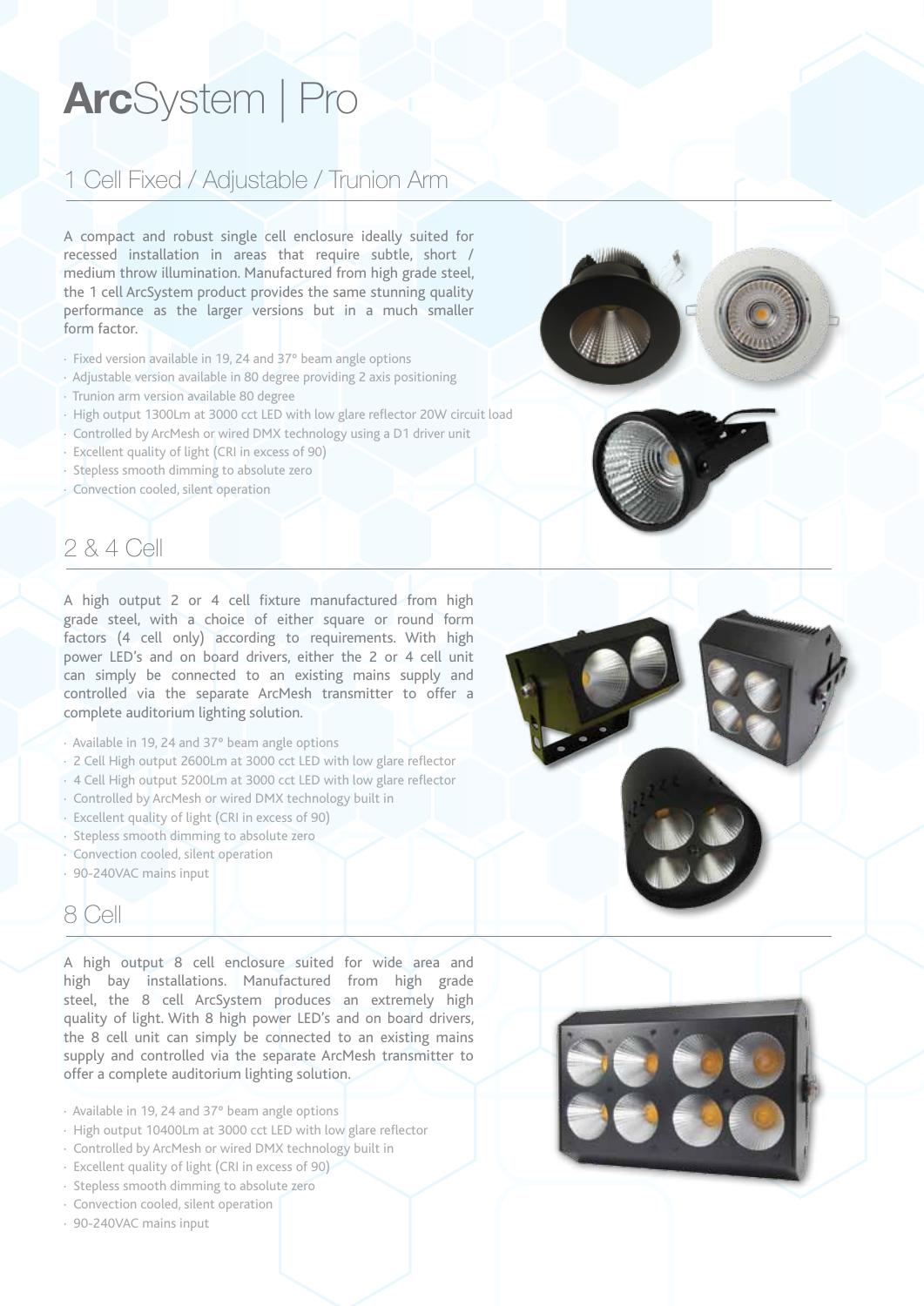# **Arc**System | Pro

## 1 Cell Fixed / Adjustable / Trunion Arm

A compact and robust single cell enclosure ideally suited for recessed installation in areas that require subtle, short / medium throw illumination. Manufactured from high grade steel, the 1 cell ArcSystem product provides the same stunning quality performance as the larger versions but in a much smaller form factor.

- Fixed version available in 19, 24 and 37° beam angle options
- Adjustable version available in 80 degree providing 2 axis positioning
- Trunion arm version available 80 degree
- High output 1300Lm at 3000 cct LED with low glare reflector 20W circuit load
- Controlled by ArcMesh or wired DMX technology using a D1 driver unit
- Excellent quality of light (CRI in excess of 90)
- Stepless smooth dimming to absolute zero
- Convection cooled, silent operation

## 2 & 4 Cell

A high output 2 or 4 cell fixture manufactured from high grade steel, with a choice of either square or round form factors (4 cell only) according to requirements. With high power LED's and on board drivers, either the 2 or 4 cell unit can simply be connected to an existing mains supply and controlled via the separate ArcMesh transmitter to offer a complete auditorium lighting solution.

- Available in 19, 24 and 37° beam angle options
- 2 Cell High output 2600Lm at 3000 cct LED with low glare reflector
- 4 Cell High output 5200Lm at 3000 cct LED with low glare reflector
- Controlled by ArcMesh or wired DMX technology built in
- Excellent quality of light (CRI in excess of 90)
- Stepless smooth dimming to absolute zero
- Convection cooled, silent operation
- 90-240VAC mains input

## 8 Cell

A high output 8 cell enclosure suited for wide area and high bay installations. Manufactured from high grade steel, the 8 cell ArcSystem produces an extremely high quality of light. With 8 high power LED's and on board drivers, the 8 cell unit can simply be connected to an existing mains supply and controlled via the separate ArcMesh transmitter to offer a complete auditorium lighting solution.

- Available in 19, 24 and 37° beam angle options
- High output 10400Lm at 3000 cct LED with low glare reflector
- Controlled by ArcMesh or wired DMX technology built in
- Excellent quality of light (CRI in excess of 90)
- Stepless smooth dimming to absolute zero
- Convection cooled, silent operation
- 90-240VAC mains input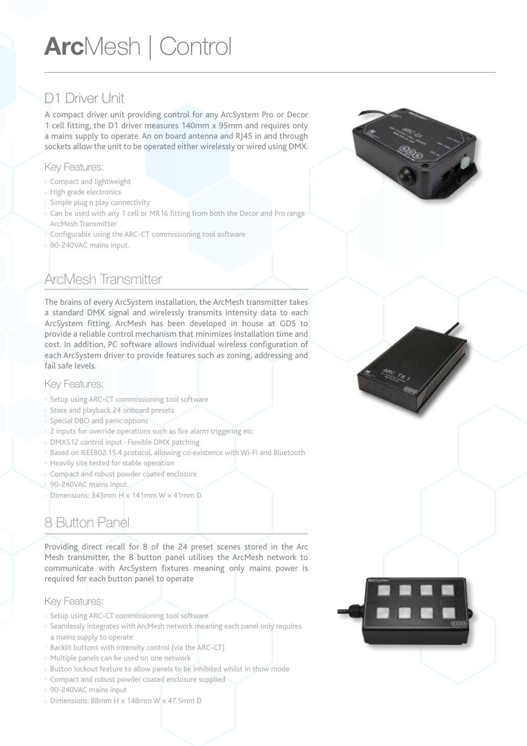# **Arc**Mesh | Control

## D1 Driver Unit

A compact driver unit providing control for any ArcSystem Pro or Decor 1 cell fitting, the D1 driver measures 140mm x 95mm and requires only a mains supply to operate. An on board antenna and RJ45 in and through sockets allow the unit to be operated either wirelessly or wired using DMX.

### Key Features:

- Compact and lightweight
- High grade electronics
- Simple plug n play connectivity
- Can be used with any 1 cell or MR16 fitting from both the Decor and Pro range ArcMesh Transmitter
- Configurable using the ARC-CT commissioning tool software
- 90-240VAC mains input.

## ArcMesh Transmitter

The brains of every ArcSystem installation, the ArcMesh transmitter takes a standard DMX signal and wirelessly transmits intensity data to each ArcSystem fitting. ArcMesh has been developed in house at GDS to provide a reliable control mechanism that minimizes installation time and cost. In addition, PC software allows individual wireless configuration of each ArcSystem driver to provide features such as zoning, addressing and fail safe levels.

### Key Features:

- Setup using ARC-CT commissioning tool software
- Store and playback 24 onboard presets
- Special DBO and panic options
- 2 inputs for override operations such as fire alarm triggering etc
- DMX512 control input · Flexible DMX patching
- Based on IEEE802.15.4 protocol, allowing co-existence with Wi-Fi and Bluetooth
- Heavily site tested for stable operation
- Compact and robust powder coated enclosure
- 90-240VAC mains input.
- Dimensions: 343mm H x 141mm W x 41mm D

## 8 Button Panel

Providing direct recall for 8 of the 24 preset scenes stored in the Arc Mesh transmitter, the 8 button panel utilises the ArcMesh network to communicate with ArcSystem fixtures meaning only mains power is required for each button panel to operate

### Key Features:

- Setup using ARC-CT commissioning tool software
- Seamlessly integrates with ArcMesh network meaning each panel only requires a mains supply to operate
- Backlit buttons with intensity control (via the ARC-CT)
- Multiple panels can be used on one network
- Button lockout feature to allow panels to be inhibited whilst in show mode
- Compact and robust powder coated enclosure supplied
- 90-240VAC mains input
- Dimensions: 88mm H x 148mm W x 47.5mm D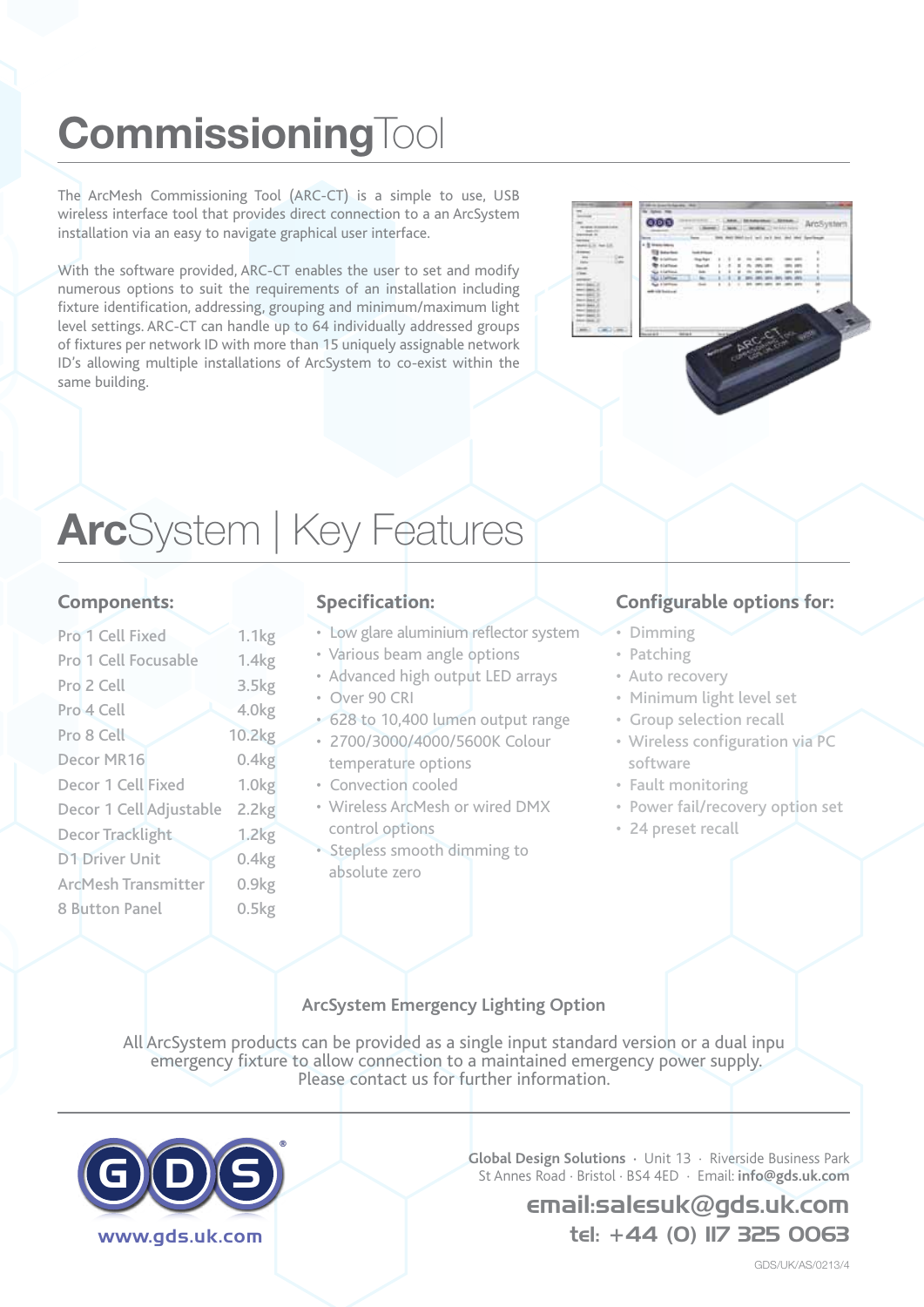# CommissioningTool

The ArcMesh Commissioning Tool (ARC-CT) is a simple to use, USB wireless interface tool that provides direct connection to a an ArcSystem installation via an easy to navigate graphical user interface.

With the software provided, ARC-CT enables the user to set and modify numerous options to suit the requirements of an installation including fixture identification, addressing, grouping and minimum/maximum light level settings. ARC-CT can handle up to 64 individually addressed groups of fixtures per network ID with more than 15 uniquely assignable network ID's allowing multiple installations of ArcSystem to co-exist within the same building.

# ArcSystem | Key Features

### Components:

| | |
|---|---|
| Pro 1 Cell Fixed | 1.1kg |
| Pro 1 Cell Focusable | 1.4kg |
| Pro 2 Cell | 3.5kg |
| Pro 4 Cell | 4.0kg |
| Pro 8 Cell | 10.2kg |
| Decor MR16 | 0.4kg |
| Decor 1 Cell Fixed | 1.0kg |
| Decor 1 Cell Adjustable | 2.2kg |
| Decor Tracklight | 1.2kg |
| D1 Driver Unit | 0.4kg |
| ArcMesh Transmitter | 0.9kg |
| 8 Button Panel | 0.5kg |

### Specification:

- Low glare aluminium reflector system
- Various beam angle options
- Advanced high output LED arrays
- Over 90 CRI
- 628 to 10,400 lumen output range
- 2700/3000/4000/5600K Colour temperature options
- Convection cooled
- Wireless ArcMesh or wired DMX control options
- Stepless smooth dimming to absolute zero

### Configurable options for:

- Dimming
- Patching
- Auto recovery
- Minimum light level set
- Group selection recall
- Wireless configuration via PC software
- Fault monitoring
- Power fail/recovery option set
- 24 preset recall

**ArcSystem Emergency Lighting Option**

All ArcSystem products can be provided as a single input standard version or a dual inpu emergency fixture to allow connection to a maintained emergency power supply. Please contact us for further information.

www.gds.uk.com

**Global Design Solutions** · Unit 13 · Riverside Business Park
St Annes Road · Bristol · BS4 4ED · Email: **info@gds.uk.com**

**email:salesuk@gds.uk.com**
**tel: +44 (0) 117 325 0063**

GDS/UK/AS/0213/4